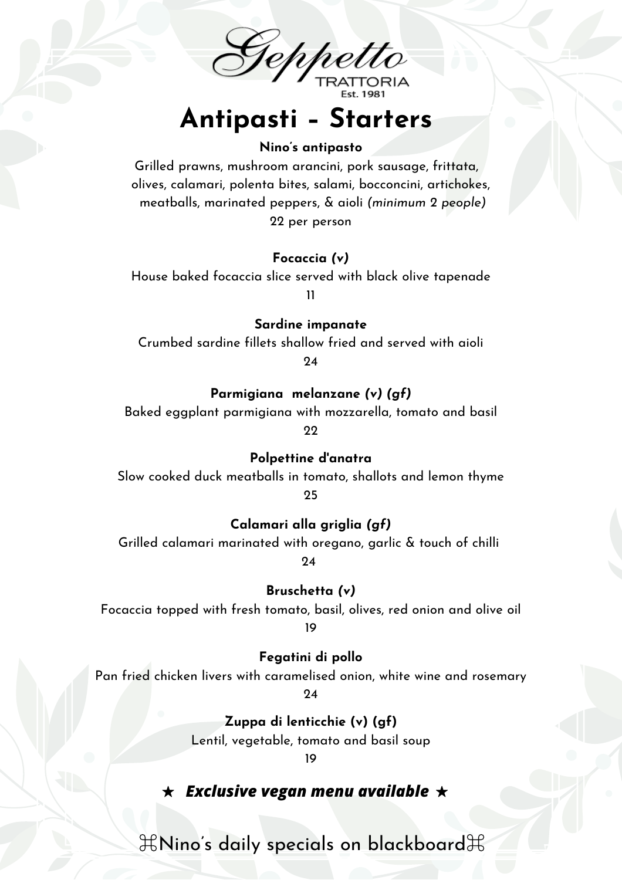Geppetto
TRATTORIA
Est. 1981

# Antipasti - Starters

**Nino's antipasto**

Grilled prawns, mushroom arancini, pork sausage, frittata, olives, calamari, polenta bites, salami, bocconcini, artichokes, meatballs, marinated peppers, & aioli *(minimum 2 people)*

22 per person

**Focaccia *(v)***

House baked focaccia slice served with black olive tapenade

11

**Sardine impanate**

Crumbed sardine fillets shallow fried and served with aioli

24

**Parmigiana melanzane *(v) (gf)***

Baked eggplant parmigiana with mozzarella, tomato and basil

22

**Polpettine d'anatra**

Slow cooked duck meatballs in tomato, shallots and lemon thyme

25

**Calamari alla griglia *(gf)***

Grilled calamari marinated with oregano, garlic & touch of chilli

24

**Bruschetta *(v)***

Focaccia topped with fresh tomato, basil, olives, red onion and olive oil

19

**Fegatini di pollo**

Pan fried chicken livers with caramelised onion, white wine and rosemary

24

**Zuppa di lenticchie (v) (gf)**

Lentil, vegetable, tomato and basil soup

19

★ ***Exclusive vegan menu available*** ★

⌘Nino's daily specials on blackboard⌘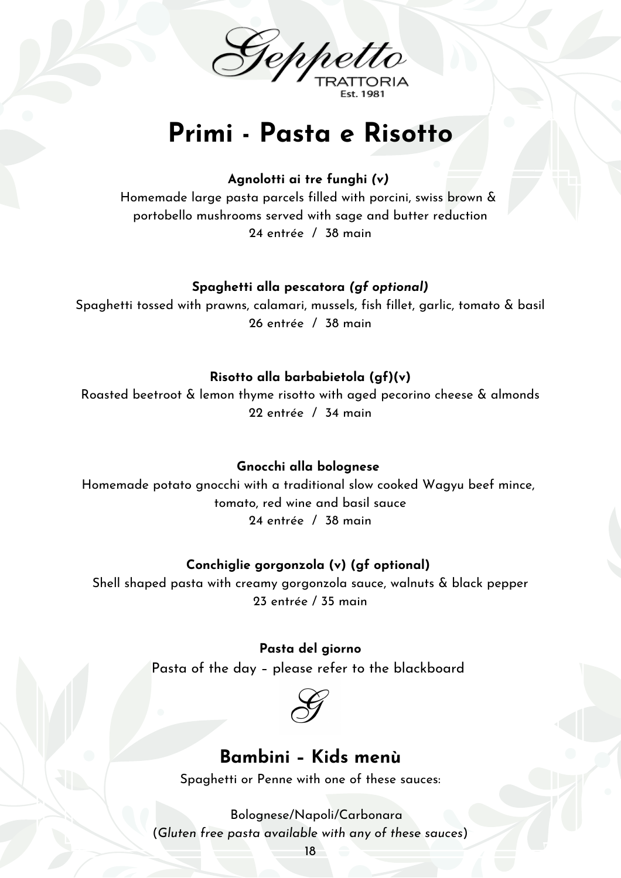Geppetto
TRATTORIA
Est. 1981

# Primi - Pasta e Risotto

**Agnolotti ai tre funghi *(v)***

Homemade large pasta parcels filled with porcini, swiss brown & portobello mushrooms served with sage and butter reduction

24 entrée / 38 main

**Spaghetti alla pescatora *(gf optional)***

Spaghetti tossed with prawns, calamari, mussels, fish fillet, garlic, tomato & basil

26 entrée / 38 main

**Risotto alla barbabietola (gf)(v)**

Roasted beetroot & lemon thyme risotto with aged pecorino cheese & almonds

22 entrée / 34 main

**Gnocchi alla bolognese**

Homemade potato gnocchi with a traditional slow cooked Wagyu beef mince, tomato, red wine and basil sauce

24 entrée / 38 main

**Conchiglie gorgonzola (v) (gf optional)**

Shell shaped pasta with creamy gorgonzola sauce, walnuts & black pepper

23 entrée / 35 main

**Pasta del giorno**

Pasta of the day – please refer to the blackboard

G

## Bambini – Kids menù

Spaghetti or Penne with one of these sauces:

Bolognese/Napoli/Carbonara

(*Gluten free pasta available with any of these sauces*)

18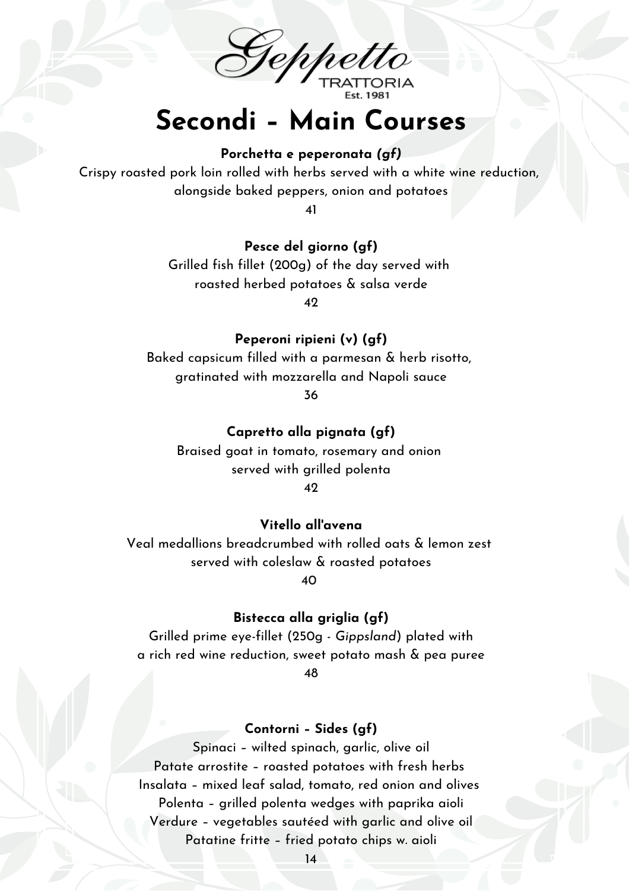Geppetto TRATTORIA Est. 1981

# Secondi – Main Courses

**Porchetta e peperonata *(gf)***
Crispy roasted pork loin rolled with herbs served with a white wine reduction, alongside baked peppers, onion and potatoes
41

**Pesce del giorno (gf)**
Grilled fish fillet (200g) of the day served with roasted herbed potatoes & salsa verde
42

**Peperoni ripieni (v) (gf)**
Baked capsicum filled with a parmesan & herb risotto, gratinated with mozzarella and Napoli sauce
36

**Capretto alla pignata (gf)**
Braised goat in tomato, rosemary and onion served with grilled polenta
42

**Vitello all'avena**
Veal medallions breadcrumbed with rolled oats & lemon zest served with coleslaw & roasted potatoes
40

**Bistecca alla griglia (gf)**
Grilled prime eye-fillet (250g - *Gippsland*) plated with a rich red wine reduction, sweet potato mash & pea puree
48

**Contorni – Sides (gf)**
Spinaci – wilted spinach, garlic, olive oil
Patate arrostite – roasted potatoes with fresh herbs
Insalata – mixed leaf salad, tomato, red onion and olives
Polenta – grilled polenta wedges with paprika aioli
Verdure – vegetables sautéed with garlic and olive oil
Patatine fritte – fried potato chips w. aioli
14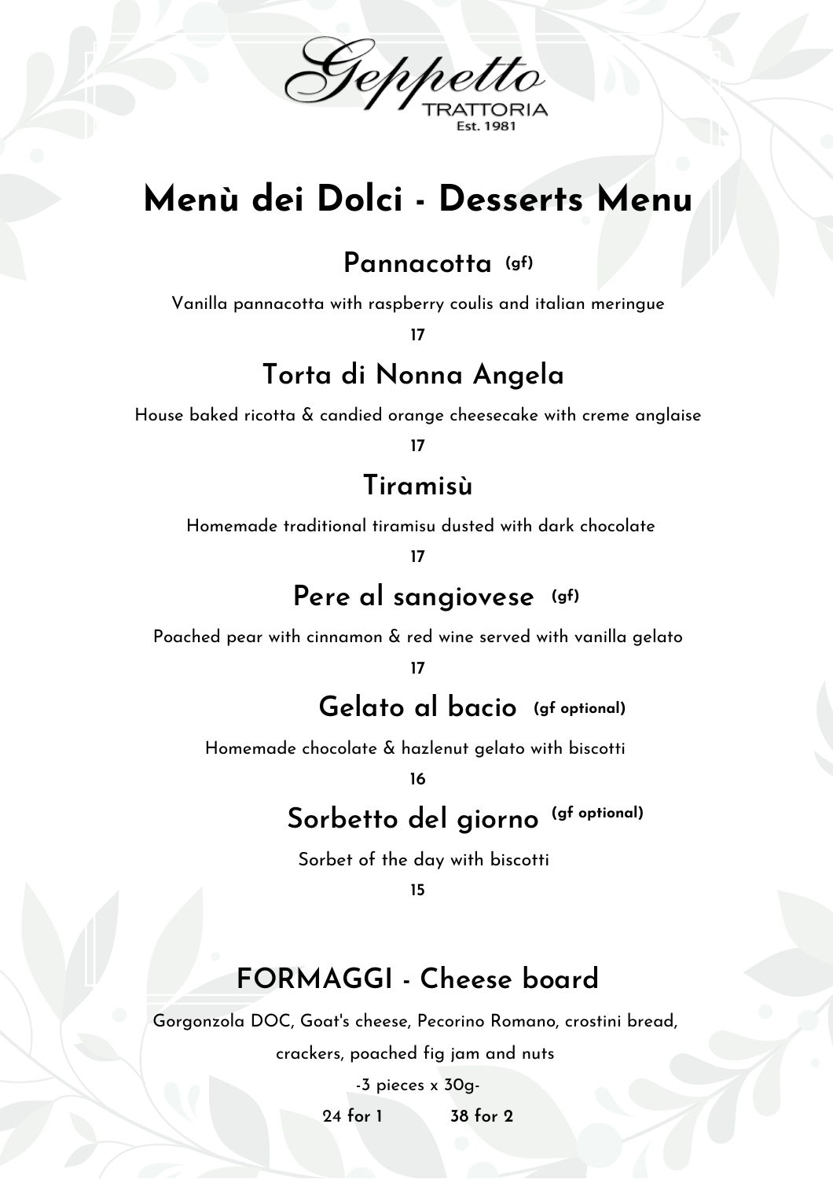Geppetto
TRATTORIA
Est. 1981

# Menù dei Dolci - Desserts Menu

## Pannacotta (gf)

Vanilla pannacotta with raspberry coulis and italian meringue

**17**

## Torta di Nonna Angela

House baked ricotta & candied orange cheesecake with creme anglaise

**17**

## Tiramisù

Homemade traditional tiramisu dusted with dark chocolate

**17**

## Pere al sangiovese (gf)

Poached pear with cinnamon & red wine served with vanilla gelato

**17**

## Gelato al bacio (gf optional)

Homemade chocolate & hazlenut gelato with biscotti

**16**

## Sorbetto del giorno (gf optional)

Sorbet of the day with biscotti

**15**

## FORMAGGI - Cheese board

Gorgonzola DOC, Goat's cheese, Pecorino Romano, crostini bread,

crackers, poached fig jam and nuts

-3 pieces x 30g-

**24 for 1** **38 for 2**